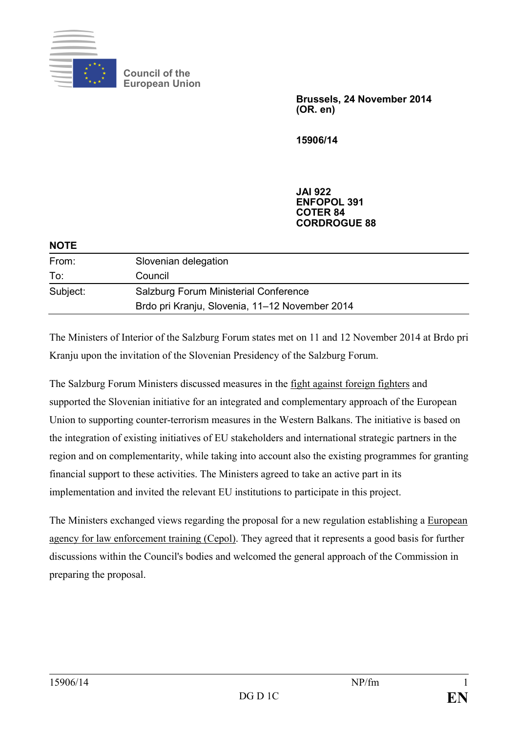Council of the European Union

**Brussels, 24 November 2014**
**(OR. en)**

**15906/14**

**JAI 922**
**ENFOPOL 391**
**COTER 84**
**CORDROGUE 88**

**NOTE**

| | |
|---|---|
| From: | Slovenian delegation |
| To: | Council |
| Subject: | Salzburg Forum Ministerial Conference<br>Brdo pri Kranju, Slovenia, 11–12 November 2014 |

The Ministers of Interior of the Salzburg Forum states met on 11 and 12 November 2014 at Brdo pri Kranju upon the invitation of the Slovenian Presidency of the Salzburg Forum.

The Salzburg Forum Ministers discussed measures in the fight against foreign fighters and supported the Slovenian initiative for an integrated and complementary approach of the European Union to supporting counter-terrorism measures in the Western Balkans. The initiative is based on the integration of existing initiatives of EU stakeholders and international strategic partners in the region and on complementarity, while taking into account also the existing programmes for granting financial support to these activities. The Ministers agreed to take an active part in its implementation and invited the relevant EU institutions to participate in this project.

The Ministers exchanged views regarding the proposal for a new regulation establishing a European agency for law enforcement training (Cepol). They agreed that it represents a good basis for further discussions within the Council's bodies and welcomed the general approach of the Commission in preparing the proposal.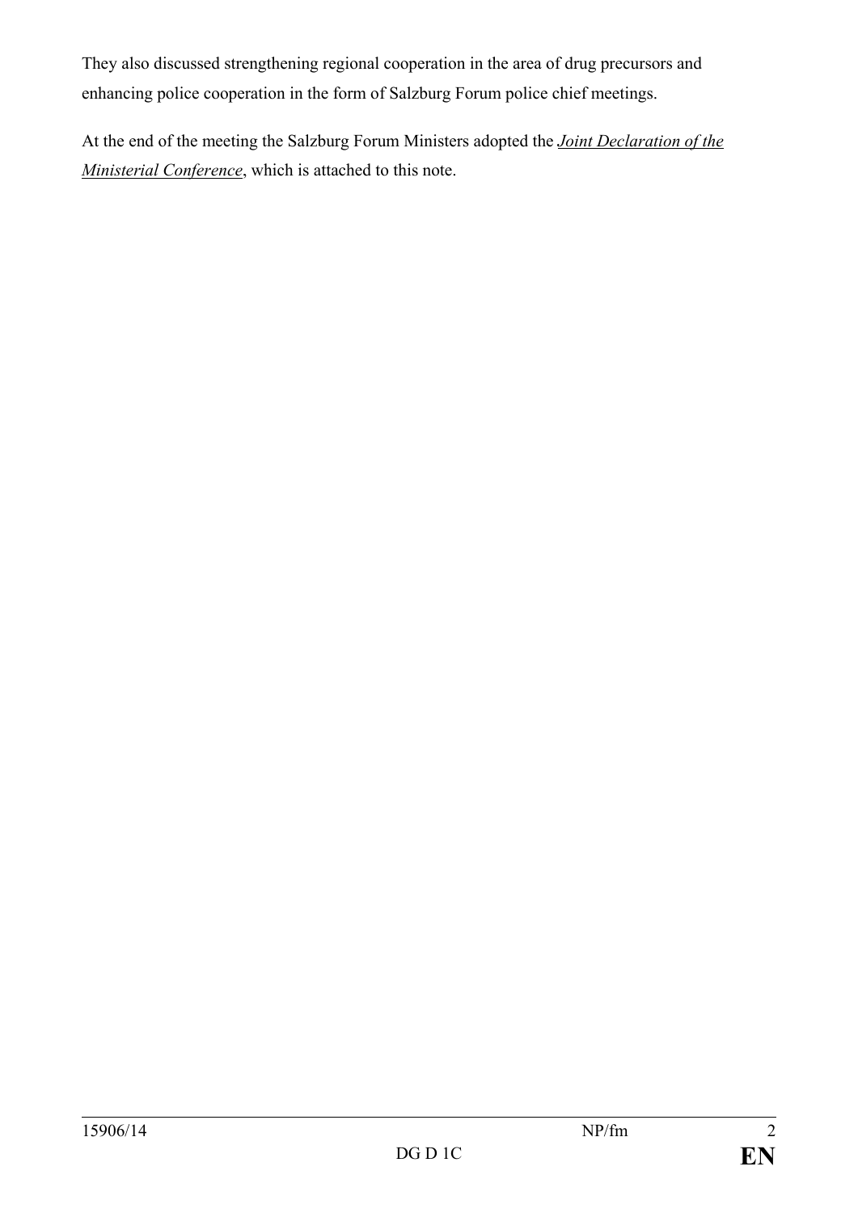They also discussed strengthening regional cooperation in the area of drug precursors and enhancing police cooperation in the form of Salzburg Forum police chief meetings.

At the end of the meeting the Salzburg Forum Ministers adopted the *Joint Declaration of the Ministerial Conference*, which is attached to this note.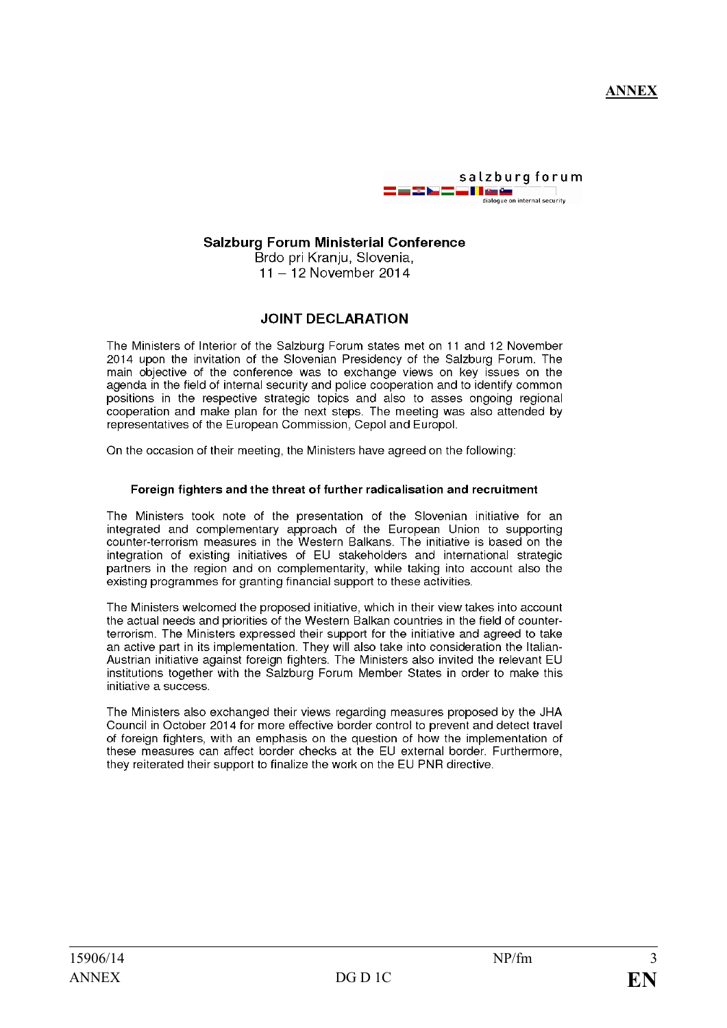**ANNEX**

salzburg forum
dialogue on internal security

**Salzburg Forum Ministerial Conference**
Brdo pri Kranju, Slovenia,
11 – 12 November 2014

## JOINT DECLARATION

The Ministers of Interior of the Salzburg Forum states met on 11 and 12 November 2014 upon the invitation of the Slovenian Presidency of the Salzburg Forum. The main objective of the conference was to exchange views on key issues on the agenda in the field of internal security and police cooperation and to identify common positions in the respective strategic topics and also to asses ongoing regional cooperation and make plan for the next steps. The meeting was also attended by representatives of the European Commission, Cepol and Europol.

On the occasion of their meeting, the Ministers have agreed on the following:

### Foreign fighters and the threat of further radicalisation and recruitment

The Ministers took note of the presentation of the Slovenian initiative for an integrated and complementary approach of the European Union to supporting counter-terrorism measures in the Western Balkans. The initiative is based on the integration of existing initiatives of EU stakeholders and international strategic partners in the region and on complementarity, while taking into account also the existing programmes for granting financial support to these activities.

The Ministers welcomed the proposed initiative, which in their view takes into account the actual needs and priorities of the Western Balkan countries in the field of counter-terrorism. The Ministers expressed their support for the initiative and agreed to take an active part in its implementation. They will also take into consideration the Italian-Austrian initiative against foreign fighters. The Ministers also invited the relevant EU institutions together with the Salzburg Forum Member States in order to make this initiative a success.

The Ministers also exchanged their views regarding measures proposed by the JHA Council in October 2014 for more effective border control to prevent and detect travel of foreign fighters, with an emphasis on the question of how the implementation of these measures can affect border checks at the EU external border. Furthermore, they reiterated their support to finalize the work on the EU PNR directive.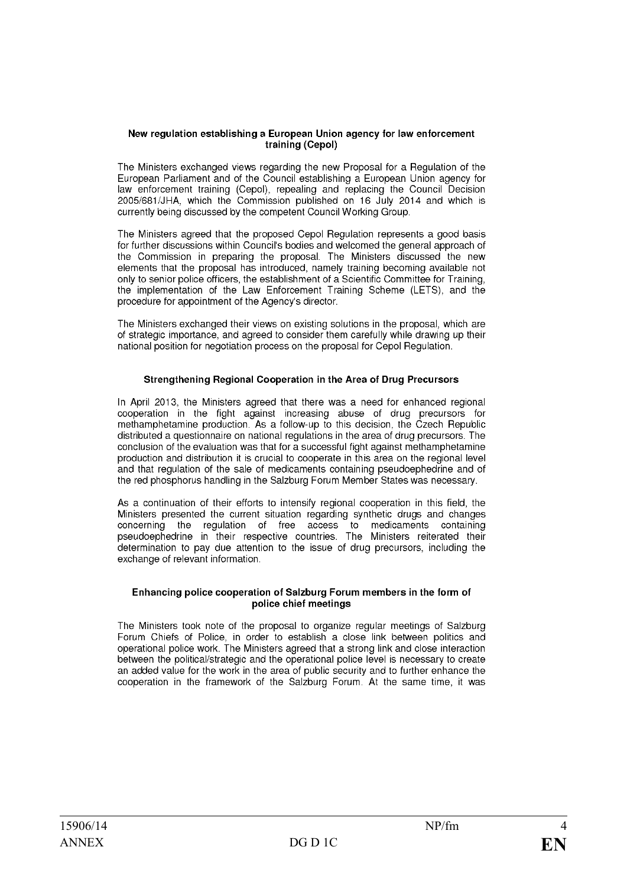**New regulation establishing a European Union agency for law enforcement training (Cepol)**

The Ministers exchanged views regarding the new Proposal for a Regulation of the European Parliament and of the Council establishing a European Union agency for law enforcement training (Cepol), repealing and replacing the Council Decision 2005/681/JHA, which the Commission published on 16 July 2014 and which is currently being discussed by the competent Council Working Group.

The Ministers agreed that the proposed Cepol Regulation represents a good basis for further discussions within Council's bodies and welcomed the general approach of the Commission in preparing the proposal. The Ministers discussed the new elements that the proposal has introduced, namely training becoming available not only to senior police officers, the establishment of a Scientific Committee for Training, the implementation of the Law Enforcement Training Scheme (LETS), and the procedure for appointment of the Agency's director.

The Ministers exchanged their views on existing solutions in the proposal, which are of strategic importance, and agreed to consider them carefully while drawing up their national position for negotiation process on the proposal for Cepol Regulation.

**Strengthening Regional Cooperation in the Area of Drug Precursors**

In April 2013, the Ministers agreed that there was a need for enhanced regional cooperation in the fight against increasing abuse of drug precursors for methamphetamine production. As a follow-up to this decision, the Czech Republic distributed a questionnaire on national regulations in the area of drug precursors. The conclusion of the evaluation was that for a successful fight against methamphetamine production and distribution it is crucial to cooperate in this area on the regional level and that regulation of the sale of medicaments containing pseudoephedrine and of the red phosphorus handling in the Salzburg Forum Member States was necessary.

As a continuation of their efforts to intensify regional cooperation in this field, the Ministers presented the current situation regarding synthetic drugs and changes concerning the regulation of free access to medicaments containing pseudoephedrine in their respective countries. The Ministers reiterated their determination to pay due attention to the issue of drug precursors, including the exchange of relevant information.

**Enhancing police cooperation of Salzburg Forum members in the form of police chief meetings**

The Ministers took note of the proposal to organize regular meetings of Salzburg Forum Chiefs of Police, in order to establish a close link between politics and operational police work. The Ministers agreed that a strong link and close interaction between the political/strategic and the operational police level is necessary to create an added value for the work in the area of public security and to further enhance the cooperation in the framework of the Salzburg Forum. At the same time, it was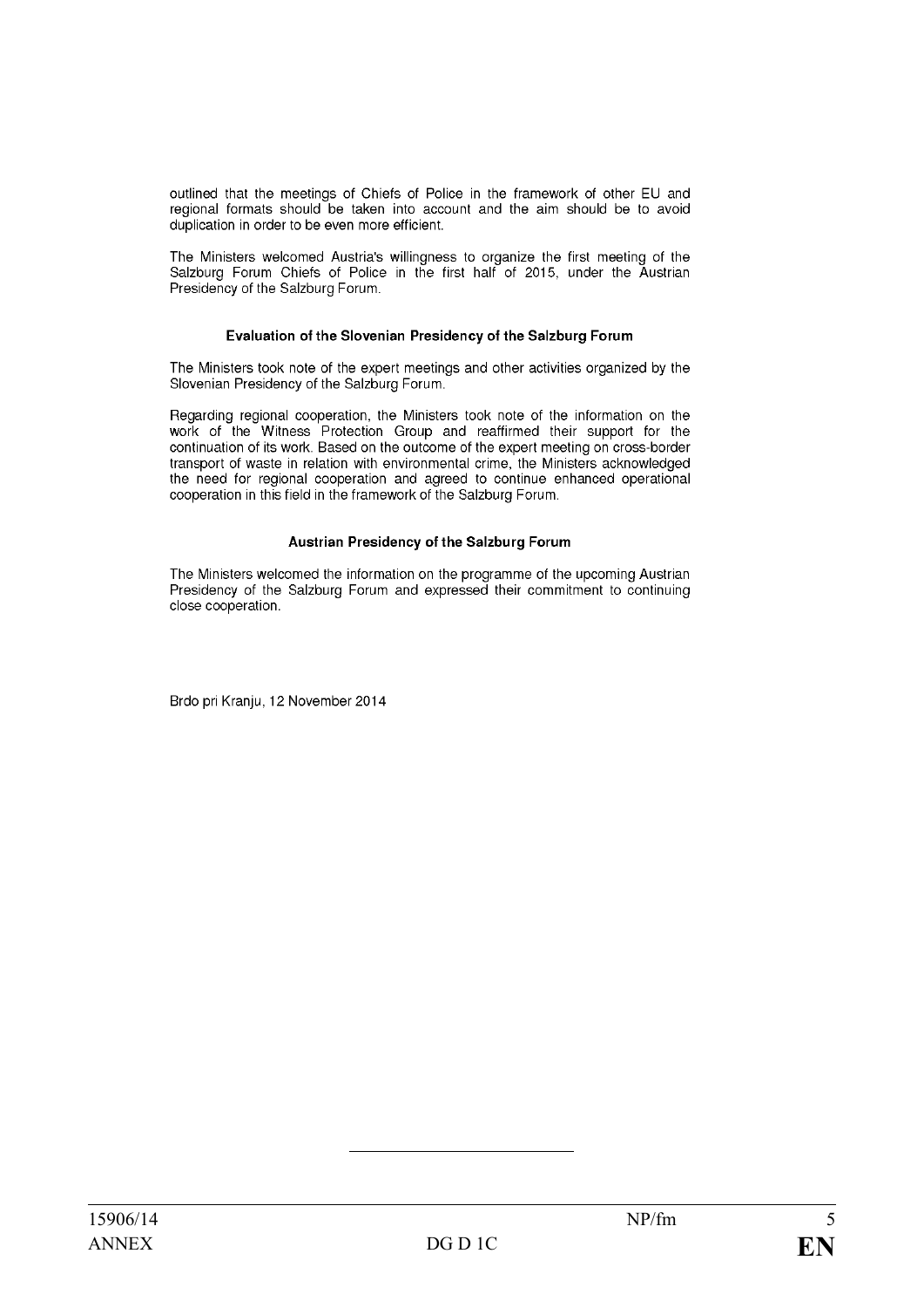outlined that the meetings of Chiefs of Police in the framework of other EU and regional formats should be taken into account and the aim should be to avoid duplication in order to be even more efficient.

The Ministers welcomed Austria's willingness to organize the first meeting of the Salzburg Forum Chiefs of Police in the first half of 2015, under the Austrian Presidency of the Salzburg Forum.

### Evaluation of the Slovenian Presidency of the Salzburg Forum

The Ministers took note of the expert meetings and other activities organized by the Slovenian Presidency of the Salzburg Forum.

Regarding regional cooperation, the Ministers took note of the information on the work of the Witness Protection Group and reaffirmed their support for the continuation of its work. Based on the outcome of the expert meeting on cross-border transport of waste in relation with environmental crime, the Ministers acknowledged the need for regional cooperation and agreed to continue enhanced operational cooperation in this field in the framework of the Salzburg Forum.

### Austrian Presidency of the Salzburg Forum

The Ministers welcomed the information on the programme of the upcoming Austrian Presidency of the Salzburg Forum and expressed their commitment to continuing close cooperation.

Brdo pri Kranju, 12 November 2014